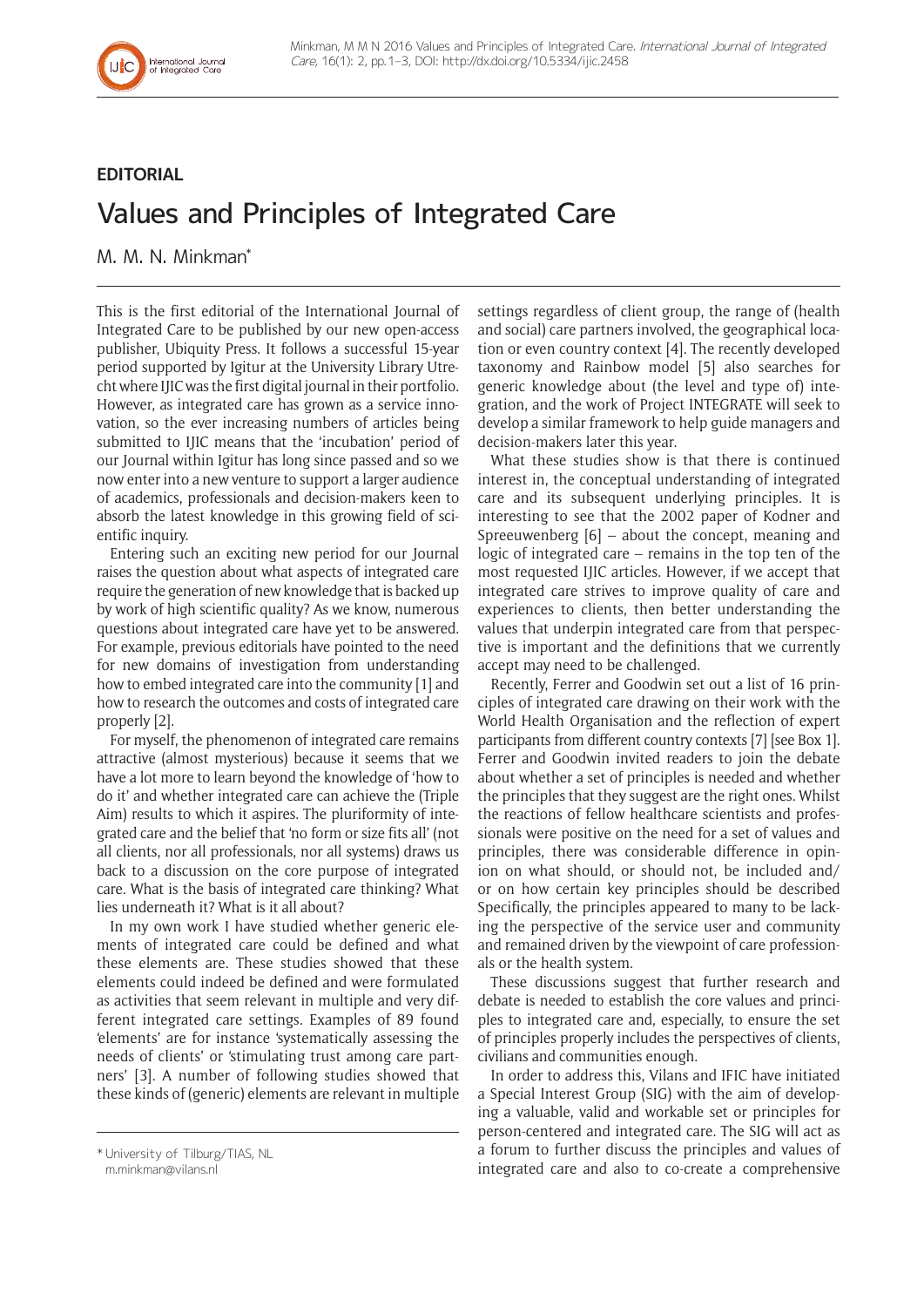**EDITORIAL**

# Values and Principles of Integrated Care

M. M. N. Minkman*

This is the first editorial of the International Journal of Integrated Care to be published by our new open-access publisher, Ubiquity Press. It follows a successful 15-year period supported by Igitur at the University Library Utrecht where IJIC was the first digital journal in their portfolio. However, as integrated care has grown as a service innovation, so the ever increasing numbers of articles being submitted to IJIC means that the 'incubation' period of our Journal within Igitur has long since passed and so we now enter into a new venture to support a larger audience of academics, professionals and decision-makers keen to absorb the latest knowledge in this growing field of scientific inquiry.

Entering such an exciting new period for our Journal raises the question about what aspects of integrated care require the generation of new knowledge that is backed up by work of high scientific quality? As we know, numerous questions about integrated care have yet to be answered. For example, previous editorials have pointed to the need for new domains of investigation from understanding how to embed integrated care into the community [1] and how to research the outcomes and costs of integrated care properly [2].

For myself, the phenomenon of integrated care remains attractive (almost mysterious) because it seems that we have a lot more to learn beyond the knowledge of 'how to do it' and whether integrated care can achieve the (Triple Aim) results to which it aspires. The pluriformity of integrated care and the belief that 'no form or size fits all' (not all clients, nor all professionals, nor all systems) draws us back to a discussion on the core purpose of integrated care. What is the basis of integrated care thinking? What lies underneath it? What is it all about?

In my own work I have studied whether generic elements of integrated care could be defined and what these elements are. These studies showed that these elements could indeed be defined and were formulated as activities that seem relevant in multiple and very different integrated care settings. Examples of 89 found 'elements' are for instance 'systematically assessing the needs of clients' or 'stimulating trust among care partners' [3]. A number of following studies showed that these kinds of (generic) elements are relevant in multiple settings regardless of client group, the range of (health and social) care partners involved, the geographical location or even country context [4]. The recently developed taxonomy and Rainbow model [5] also searches for generic knowledge about (the level and type of) integration, and the work of Project INTEGRATE will seek to develop a similar framework to help guide managers and decision-makers later this year.

What these studies show is that there is continued interest in, the conceptual understanding of integrated care and its subsequent underlying principles. It is interesting to see that the 2002 paper of Kodner and Spreeuwenberg [6] – about the concept, meaning and logic of integrated care – remains in the top ten of the most requested IJIC articles. However, if we accept that integrated care strives to improve quality of care and experiences to clients, then better understanding the values that underpin integrated care from that perspective is important and the definitions that we currently accept may need to be challenged.

Recently, Ferrer and Goodwin set out a list of 16 principles of integrated care drawing on their work with the World Health Organisation and the reflection of expert participants from different country contexts [7] [see Box 1]. Ferrer and Goodwin invited readers to join the debate about whether a set of principles is needed and whether the principles that they suggest are the right ones. Whilst the reactions of fellow healthcare scientists and professionals were positive on the need for a set of values and principles, there was considerable difference in opinion on what should, or should not, be included and/or on how certain key principles should be described Specifically, the principles appeared to many to be lacking the perspective of the service user and community and remained driven by the viewpoint of care professionals or the health system.

These discussions suggest that further research and debate is needed to establish the core values and principles to integrated care and, especially, to ensure the set of principles properly includes the perspectives of clients, civilians and communities enough.

In order to address this, Vilans and IFIC have initiated a Special Interest Group (SIG) with the aim of developing a valuable, valid and workable set or principles for person-centered and integrated care. The SIG will act as a forum to further discuss the principles and values of integrated care and also to co-create a comprehensive

\* University of Tilburg/TIAS, NL
m.minkman@vilans.nl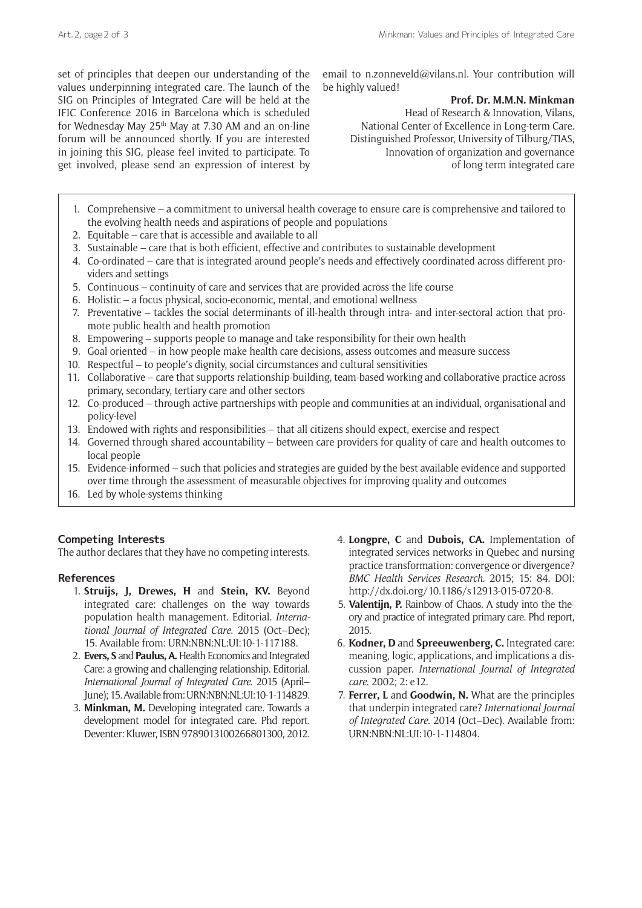set of principles that deepen our understanding of the values underpinning integrated care. The launch of the SIG on Principles of Integrated Care will be held at the IFIC Conference 2016 in Barcelona which is scheduled for Wednesday May 25th May at 7.30 AM and an on-line forum will be announced shortly. If you are interested in joining this SIG, please feel invited to participate. To get involved, please send an expression of interest by email to n.zonneveld@vilans.nl. Your contribution will be highly valued!

**Prof. Dr. M.M.N. Minkman**
Head of Research & Innovation, Vilans,
National Center of Excellence in Long-term Care.
Distinguished Professor, University of Tilburg/TIAS,
Innovation of organization and governance
of long term integrated care

1. Comprehensive – a commitment to universal health coverage to ensure care is comprehensive and tailored to the evolving health needs and aspirations of people and populations
2. Equitable – care that is accessible and available to all
3. Sustainable – care that is both efficient, effective and contributes to sustainable development
4. Co-ordinated – care that is integrated around people's needs and effectively coordinated across different providers and settings
5. Continuous – continuity of care and services that are provided across the life course
6. Holistic – a focus physical, socio-economic, mental, and emotional wellness
7. Preventative – tackles the social determinants of ill-health through intra- and inter-sectoral action that promote public health and health promotion
8. Empowering – supports people to manage and take responsibility for their own health
9. Goal oriented – in how people make health care decisions, assess outcomes and measure success
10. Respectful – to people's dignity, social circumstances and cultural sensitivities
11. Collaborative – care that supports relationship-building, team-based working and collaborative practice across primary, secondary, tertiary care and other sectors
12. Co-produced – through active partnerships with people and communities at an individual, organisational and policy-level
13. Endowed with rights and responsibilities – that all citizens should expect, exercise and respect
14. Governed through shared accountability – between care providers for quality of care and health outcomes to local people
15. Evidence-informed – such that policies and strategies are guided by the best available evidence and supported over time through the assessment of measurable objectives for improving quality and outcomes
16. Led by whole-systems thinking

## Competing Interests

The author declares that they have no competing interests.

## References

1. **Struijs, J, Drewes, H** and **Stein, KV.** Beyond integrated care: challenges on the way towards population health management. Editorial. *International Journal of Integrated Care*. 2015 (Oct–Dec); 15. Available from: URN:NBN:NL:UI:10-1-117188.
2. **Evers, S** and **Paulus, A.** Health Economics and Integrated Care: a growing and challenging relationship. Editorial. *International Journal of Integrated Care*. 2015 (April–June); 15. Available from: URN:NBN:NL:UI:10-1-114829.
3. **Minkman, M.** Developing integrated care. Towards a development model for integrated care. Phd report. Deventer: Kluwer, ISBN 9789013100266801300, 2012.
4. **Longpre, C** and **Dubois, CA.** Implementation of integrated services networks in Quebec and nursing practice transformation: convergence or divergence? *BMC Health Services Research.* 2015; 15: 84. DOI: http://dx.doi.org/10.1186/s12913-015-0720-8.
5. **Valentijn, P.** Rainbow of Chaos. A study into the theory and practice of integrated primary care. Phd report, 2015.
6. **Kodner, D** and **Spreeuwenberg, C.** Integrated care: meaning, logic, applications, and implications a discussion paper. *International Journal of Integrated care*. 2002; 2: e12.
7. **Ferrer, L** and **Goodwin, N.** What are the principles that underpin integrated care? *International Journal of Integrated Care.* 2014 (Oct–Dec). Available from: URN:NBN:NL:UI:10-1-114804.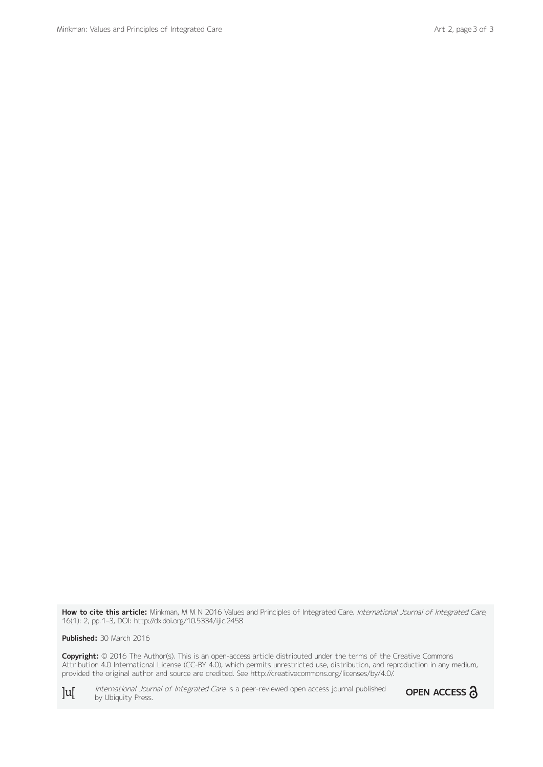**How to cite this article:** Minkman, M M N 2016 Values and Principles of Integrated Care. *International Journal of Integrated Care*, 16(1): 2, pp. 1–3, DOI: http://dx.doi.org/10.5334/ijic.2458

**Published:** 30 March 2016

**Copyright:** © 2016 The Author(s). This is an open-access article distributed under the terms of the Creative Commons Attribution 4.0 International License (CC-BY 4.0), which permits unrestricted use, distribution, and reproduction in any medium, provided the original author and source are credited. See http://creativecommons.org/licenses/by/4.0/.

]u[ *International Journal of Integrated Care* is a peer-reviewed open access journal published by Ubiquity Press.

**OPEN ACCESS**